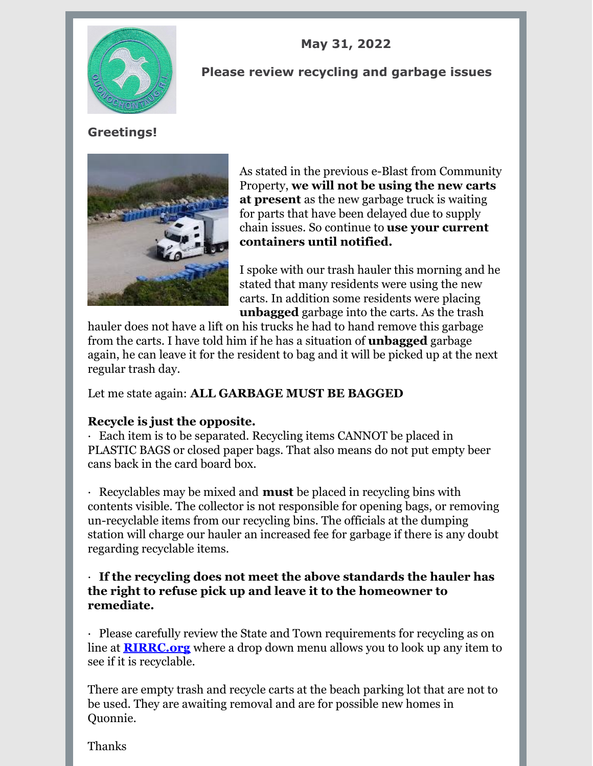**May 31, 2022**

**Please review recycling and garbage issues**

**Greetings!**

As stated in the previous e-Blast from Community Property, **we will not be using the new carts at present** as the new garbage truck is waiting for parts that have been delayed due to supply chain issues. So continue to **use your current containers until notified.**

I spoke with our trash hauler this morning and he stated that many residents were using the new carts. In addition some residents were placing **unbagged** garbage into the carts. As the trash hauler does not have a lift on his trucks he had to hand remove this garbage from the carts. I have told him if he has a situation of **unbagged** garbage again, he can leave it for the resident to bag and it will be picked up at the next regular trash day.

Let me state again: **ALL GARBAGE MUST BE BAGGED**

**Recycle is just the opposite.**

- Each item is to be separated. Recycling items CANNOT be placed in PLASTIC BAGS or closed paper bags. That also means do not put empty beer cans back in the card board box.

- Recyclables may be mixed and **must** be placed in recycling bins with contents visible. The collector is not responsible for opening bags, or removing un-recyclable items from our recycling bins. The officials at the dumping station will charge our hauler an increased fee for garbage if there is any doubt regarding recyclable items.

- **If the recycling does not meet the above standards the hauler has the right to refuse pick up and leave it to the homeowner to remediate.**

- Please carefully review the State and Town requirements for recycling as on line at **[RIRRC.org](RIRRC.org)** where a drop down menu allows you to look up any item to see if it is recyclable.

There are empty trash and recycle carts at the beach parking lot that are not to be used. They are awaiting removal and are for possible new homes in Quonnie.

Thanks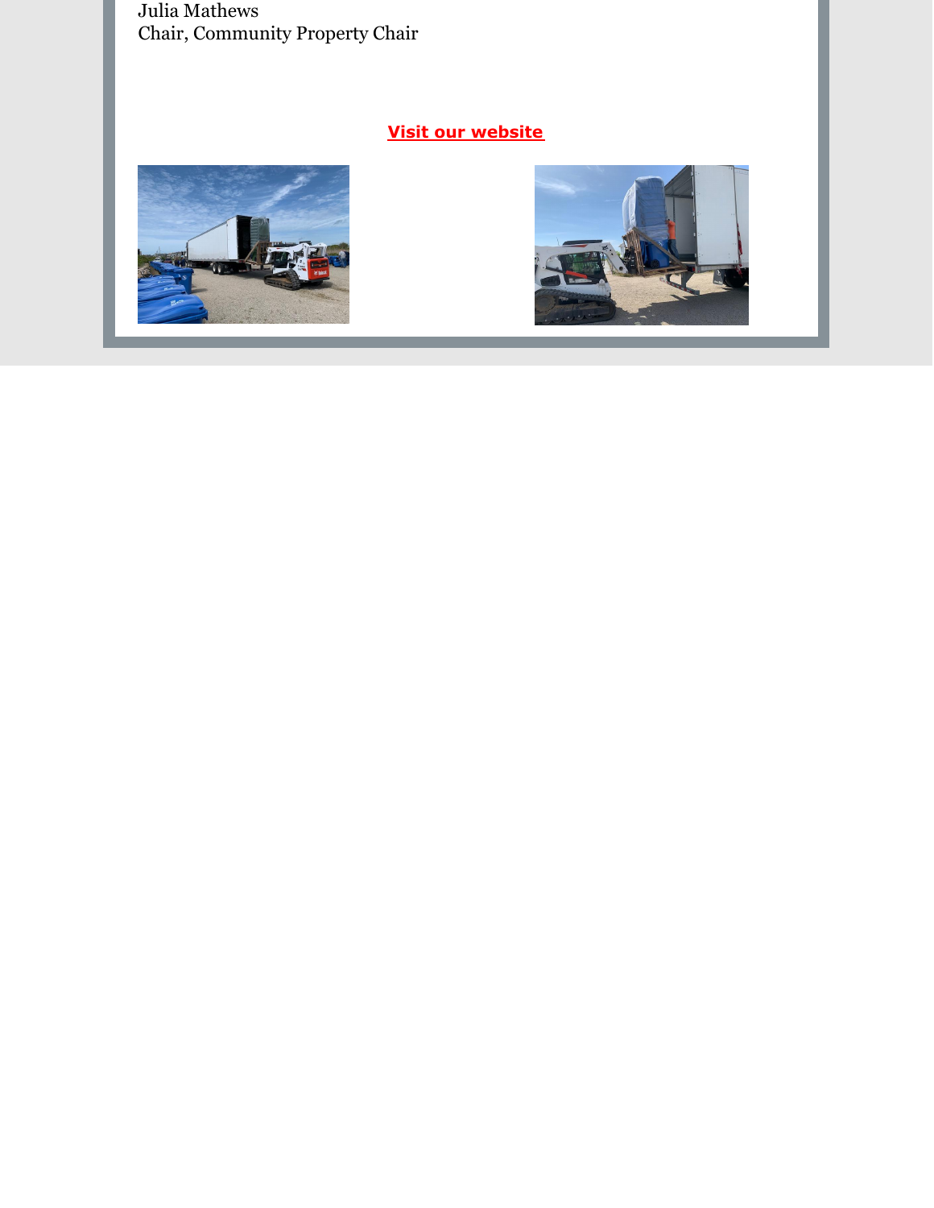Julia Mathews
Chair, Community Property Chair

**Visit our website**